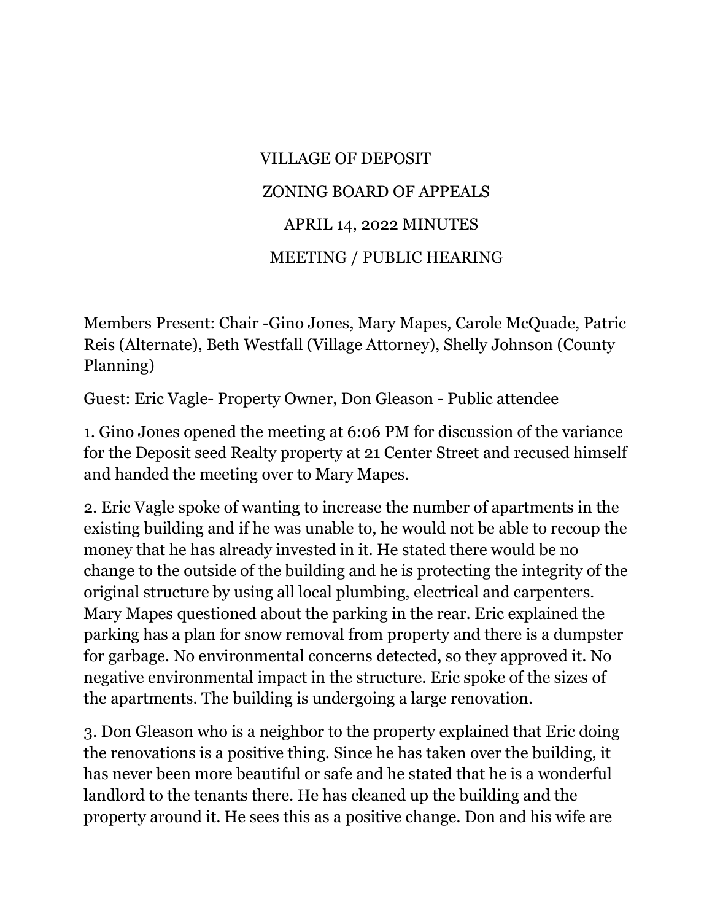# VILLAGE OF DEPOSIT

## ZONING BOARD OF APPEALS

## APRIL 14, 2022 MINUTES

## MEETING / PUBLIC HEARING

Members Present: Chair -Gino Jones, Mary Mapes, Carole McQuade, Patric Reis (Alternate), Beth Westfall (Village Attorney), Shelly Johnson (County Planning)

Guest: Eric Vagle- Property Owner, Don Gleason - Public attendee

1. Gino Jones opened the meeting at 6:06 PM for discussion of the variance for the Deposit seed Realty property at 21 Center Street and recused himself and handed the meeting over to Mary Mapes.

2. Eric Vagle spoke of wanting to increase the number of apartments in the existing building and if he was unable to, he would not be able to recoup the money that he has already invested in it. He stated there would be no change to the outside of the building and he is protecting the integrity of the original structure by using all local plumbing, electrical and carpenters. Mary Mapes questioned about the parking in the rear. Eric explained the parking has a plan for snow removal from property and there is a dumpster for garbage. No environmental concerns detected, so they approved it. No negative environmental impact in the structure. Eric spoke of the sizes of the apartments. The building is undergoing a large renovation.

3. Don Gleason who is a neighbor to the property explained that Eric doing the renovations is a positive thing. Since he has taken over the building, it has never been more beautiful or safe and he stated that he is a wonderful landlord to the tenants there. He has cleaned up the building and the property around it. He sees this as a positive change. Don and his wife are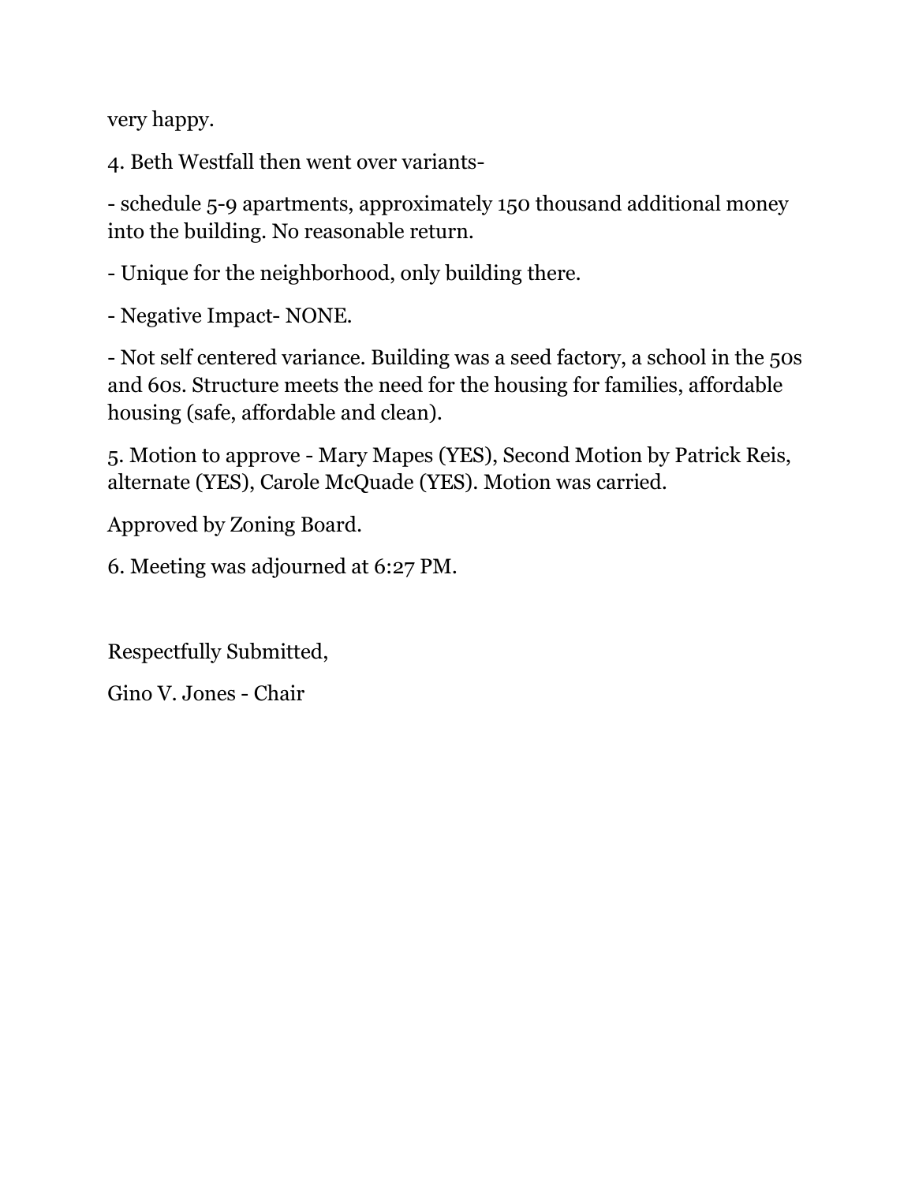very happy.

4. Beth Westfall then went over variants-

- schedule 5-9 apartments, approximately 150 thousand additional money into the building. No reasonable return.

- Unique for the neighborhood, only building there.

- Negative Impact- NONE.

- Not self centered variance. Building was a seed factory, a school in the 50s and 60s. Structure meets the need for the housing for families, affordable housing (safe, affordable and clean).

5. Motion to approve - Mary Mapes (YES), Second Motion by Patrick Reis, alternate (YES), Carole McQuade (YES). Motion was carried.

Approved by Zoning Board.

6. Meeting was adjourned at 6:27 PM.

Respectfully Submitted,

Gino V. Jones - Chair